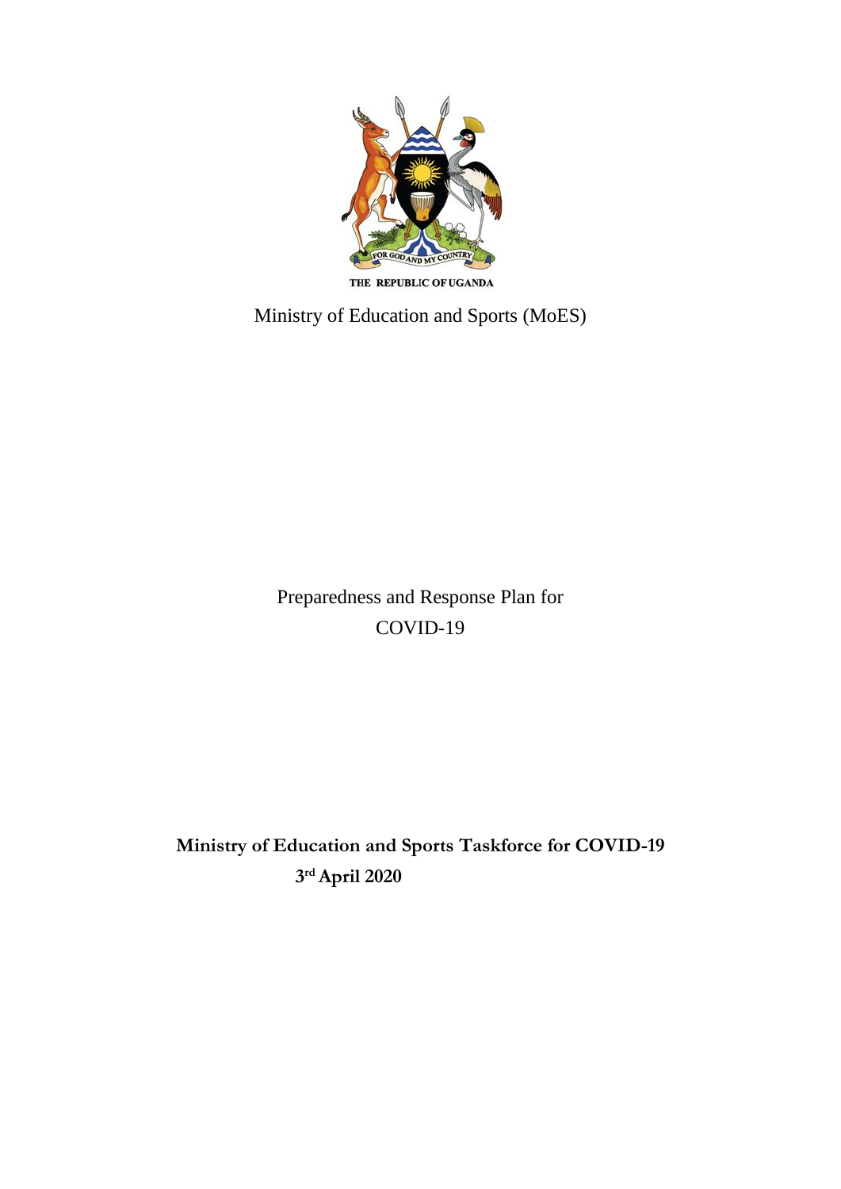THE REPUBLIC OF UGANDA

Ministry of Education and Sports (MoES)

# Preparedness and Response Plan for COVID-19

**Ministry of Education and Sports Taskforce for COVID-19**

**3rd April 2020**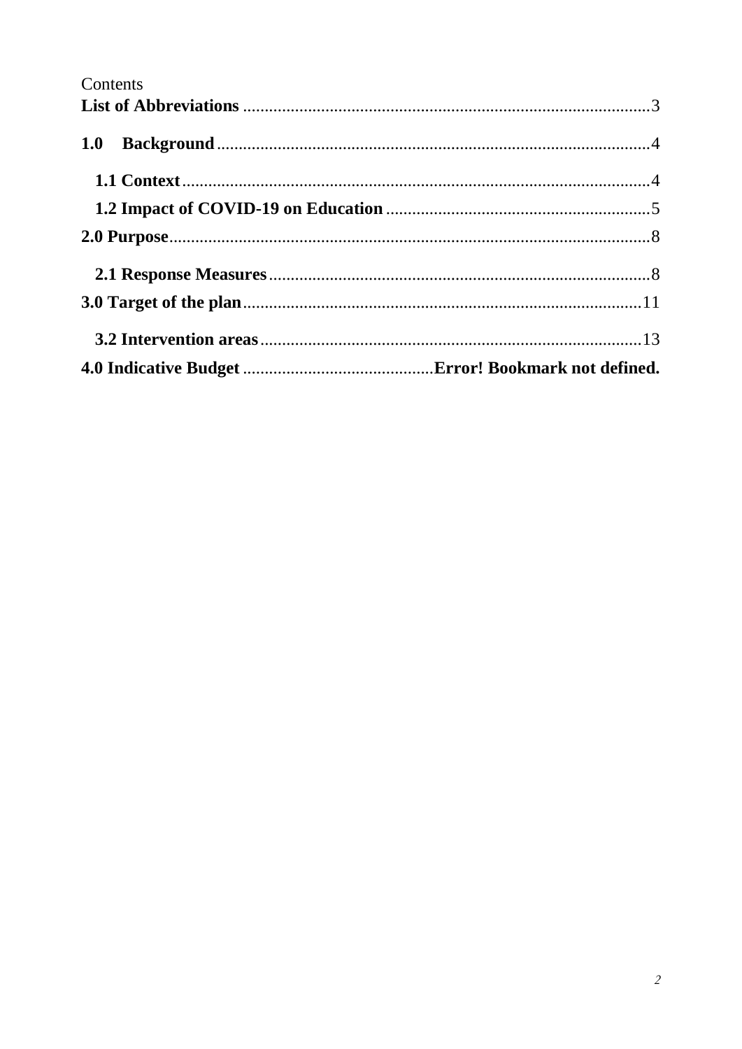Contents

**List of Abbreviations** .............................................................................................3

**1.0 Background** ....................................................................................................4

**1.1 Context** ............................................................................................................4

**1.2 Impact of COVID-19 on Education** ..............................................................5

**2.0 Purpose** .............................................................................................................8

**2.1 Response Measures** .........................................................................................8

**3.0 Target of the plan** ...........................................................................................11

**3.2 Intervention areas** .........................................................................................13

**4.0 Indicative Budget** ............................................**Error! Bookmark not defined.**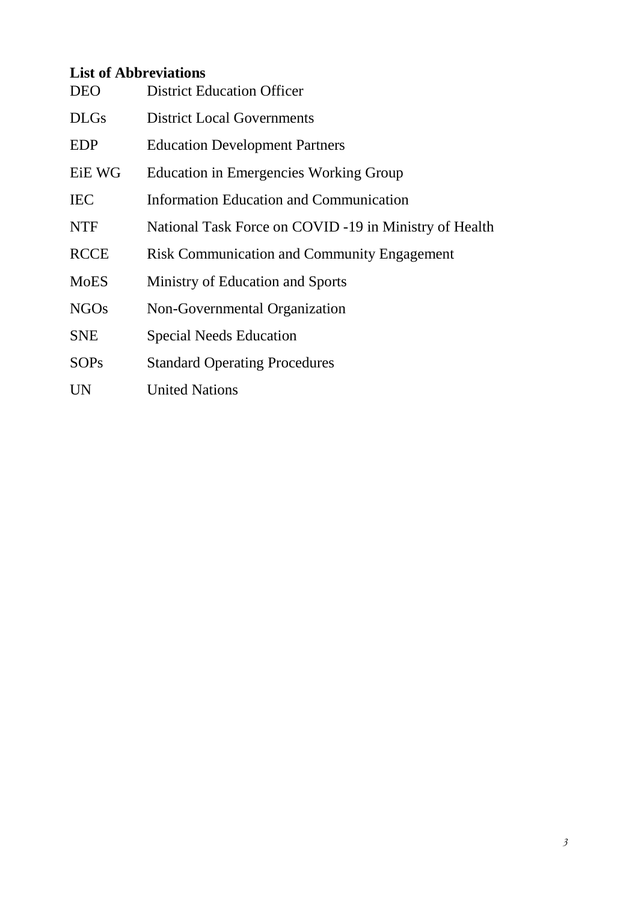**List of Abbreviations**

| | |
|---|---|
| DEO | District Education Officer |
| DLGs | District Local Governments |
| EDP | Education Development Partners |
| EiE WG | Education in Emergencies Working Group |
| IEC | Information Education and Communication |
| NTF | National Task Force on COVID -19 in Ministry of Health |
| RCCE | Risk Communication and Community Engagement |
| MoES | Ministry of Education and Sports |
| NGOs | Non-Governmental Organization |
| SNE | Special Needs Education |
| SOPs | Standard Operating Procedures |
| UN | United Nations |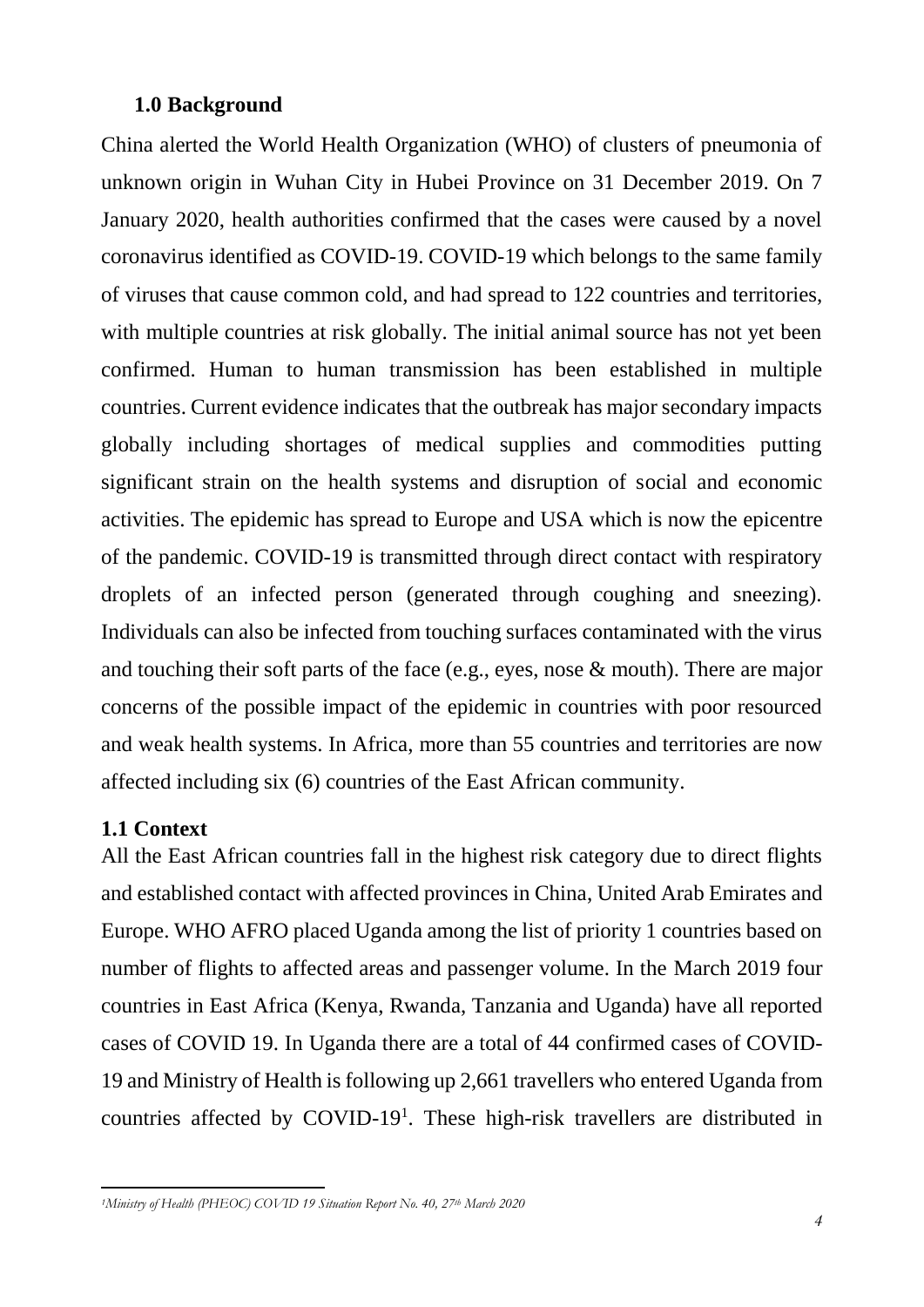## 1.0 Background

China alerted the World Health Organization (WHO) of clusters of pneumonia of unknown origin in Wuhan City in Hubei Province on 31 December 2019. On 7 January 2020, health authorities confirmed that the cases were caused by a novel coronavirus identified as COVID-19. COVID-19 which belongs to the same family of viruses that cause common cold, and had spread to 122 countries and territories, with multiple countries at risk globally. The initial animal source has not yet been confirmed. Human to human transmission has been established in multiple countries. Current evidence indicates that the outbreak has major secondary impacts globally including shortages of medical supplies and commodities putting significant strain on the health systems and disruption of social and economic activities. The epidemic has spread to Europe and USA which is now the epicentre of the pandemic. COVID-19 is transmitted through direct contact with respiratory droplets of an infected person (generated through coughing and sneezing). Individuals can also be infected from touching surfaces contaminated with the virus and touching their soft parts of the face (e.g., eyes, nose & mouth). There are major concerns of the possible impact of the epidemic in countries with poor resourced and weak health systems. In Africa, more than 55 countries and territories are now affected including six (6) countries of the East African community.

## 1.1 Context

All the East African countries fall in the highest risk category due to direct flights and established contact with affected provinces in China, United Arab Emirates and Europe. WHO AFRO placed Uganda among the list of priority 1 countries based on number of flights to affected areas and passenger volume. In the March 2019 four countries in East Africa (Kenya, Rwanda, Tanzania and Uganda) have all reported cases of COVID 19. In Uganda there are a total of 44 confirmed cases of COVID-19 and Ministry of Health is following up 2,661 travellers who entered Uganda from countries affected by COVID-19[1]. These high-risk travellers are distributed in

---

[1] *Ministry of Health (PHEOC) COVID 19 Situation Report No. 40, 27th March 2020*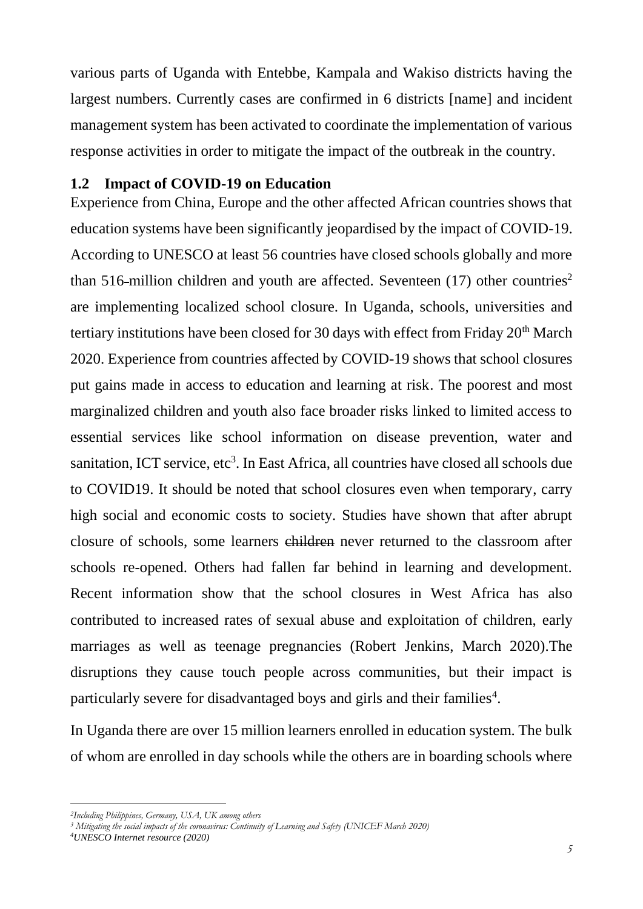various parts of Uganda with Entebbe, Kampala and Wakiso districts having the largest numbers. Currently cases are confirmed in 6 districts [name] and incident management system has been activated to coordinate the implementation of various response activities in order to mitigate the impact of the outbreak in the country.

### 1.2 Impact of COVID-19 on Education

Experience from China, Europe and the other affected African countries shows that education systems have been significantly jeopardised by the impact of COVID-19. According to UNESCO at least 56 countries have closed schools globally and more than 516 million children and youth are affected. Seventeen (17) other countries[2] are implementing localized school closure. In Uganda, schools, universities and tertiary institutions have been closed for 30 days with effect from Friday 20th March 2020. Experience from countries affected by COVID-19 shows that school closures put gains made in access to education and learning at risk. The poorest and most marginalized children and youth also face broader risks linked to limited access to essential services like school information on disease prevention, water and sanitation, ICT service, etc[3]. In East Africa, all countries have closed all schools due to COVID19. It should be noted that school closures even when temporary, carry high social and economic costs to society. Studies have shown that after abrupt closure of schools, some learners ~~children~~ never returned to the classroom after schools re-opened. Others had fallen far behind in learning and development. Recent information show that the school closures in West Africa has also contributed to increased rates of sexual abuse and exploitation of children, early marriages as well as teenage pregnancies (Robert Jenkins, March 2020).The disruptions they cause touch people across communities, but their impact is particularly severe for disadvantaged boys and girls and their families[4].

In Uganda there are over 15 million learners enrolled in education system. The bulk of whom are enrolled in day schools while the others are in boarding schools where

---

[2] *Including Philippines, Germany, USA, UK among others*

[3] *Mitigating the social impacts of the coronavirus: Continuity of Learning and Safety (UNICEF March 2020)*

[4] *UNESCO Internet resource (2020)*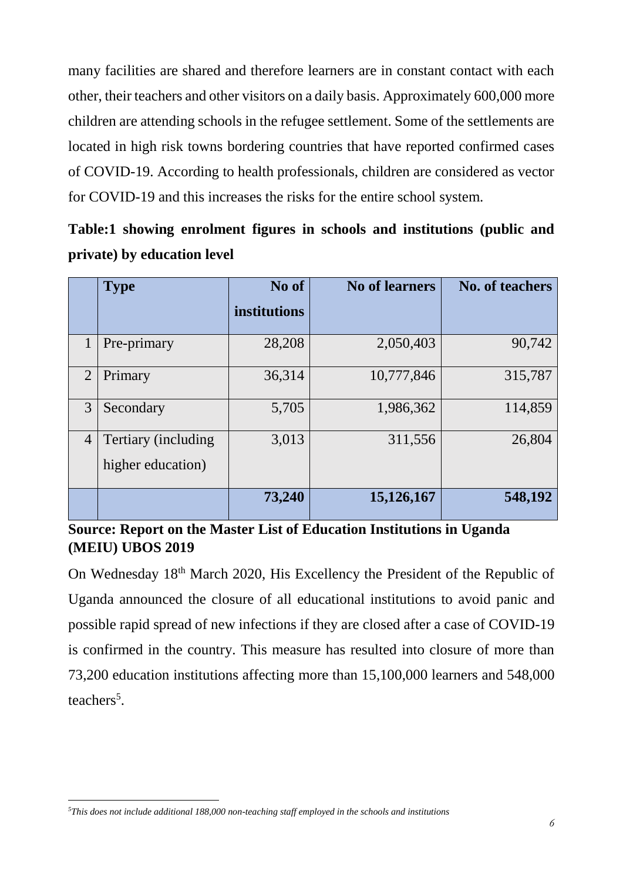many facilities are shared and therefore learners are in constant contact with each other, their teachers and other visitors on a daily basis. Approximately 600,000 more children are attending schools in the refugee settlement. Some of the settlements are located in high risk towns bordering countries that have reported confirmed cases of COVID-19. According to health professionals, children are considered as vector for COVID-19 and this increases the risks for the entire school system.

**Table:1 showing enrolment figures in schools and institutions (public and private) by education level**

| | Type | No of institutions | No of learners | No. of teachers |
|---|---|---|---|---|
| 1 | Pre-primary | 28,208 | 2,050,403 | 90,742 |
| 2 | Primary | 36,314 | 10,777,846 | 315,787 |
| 3 | Secondary | 5,705 | 1,986,362 | 114,859 |
| 4 | Tertiary (including higher education) | 3,013 | 311,556 | 26,804 |
| | | **73,240** | **15,126,167** | **548,192** |

**Source: Report on the Master List of Education Institutions in Uganda (MEIU) UBOS 2019**

On Wednesday 18th March 2020, His Excellency the President of the Republic of Uganda announced the closure of all educational institutions to avoid panic and possible rapid spread of new infections if they are closed after a case of COVID-19 is confirmed in the country. This measure has resulted into closure of more than 73,200 education institutions affecting more than 15,100,000 learners and 548,000 teachers[5].

---

[5] *This does not include additional 188,000 non-teaching staff employed in the schools and institutions*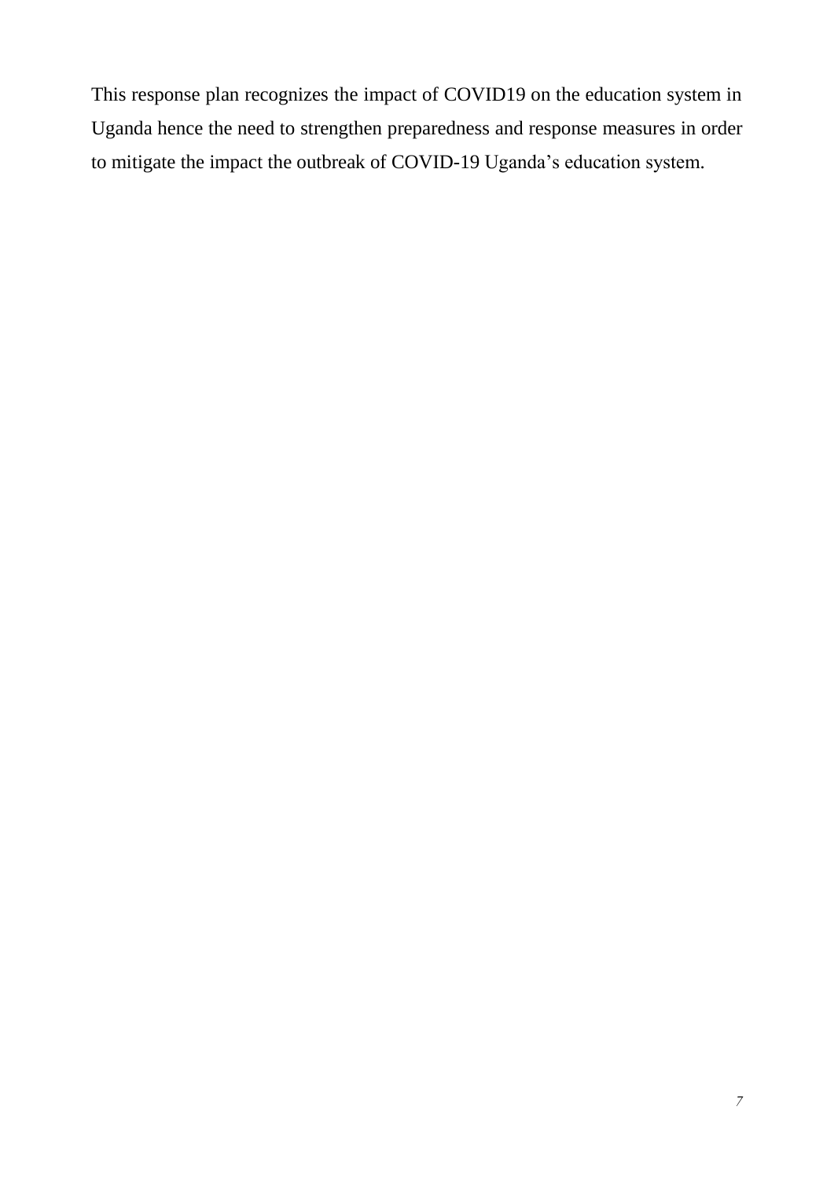This response plan recognizes the impact of COVID19 on the education system in Uganda hence the need to strengthen preparedness and response measures in order to mitigate the impact the outbreak of COVID-19 Uganda’s education system.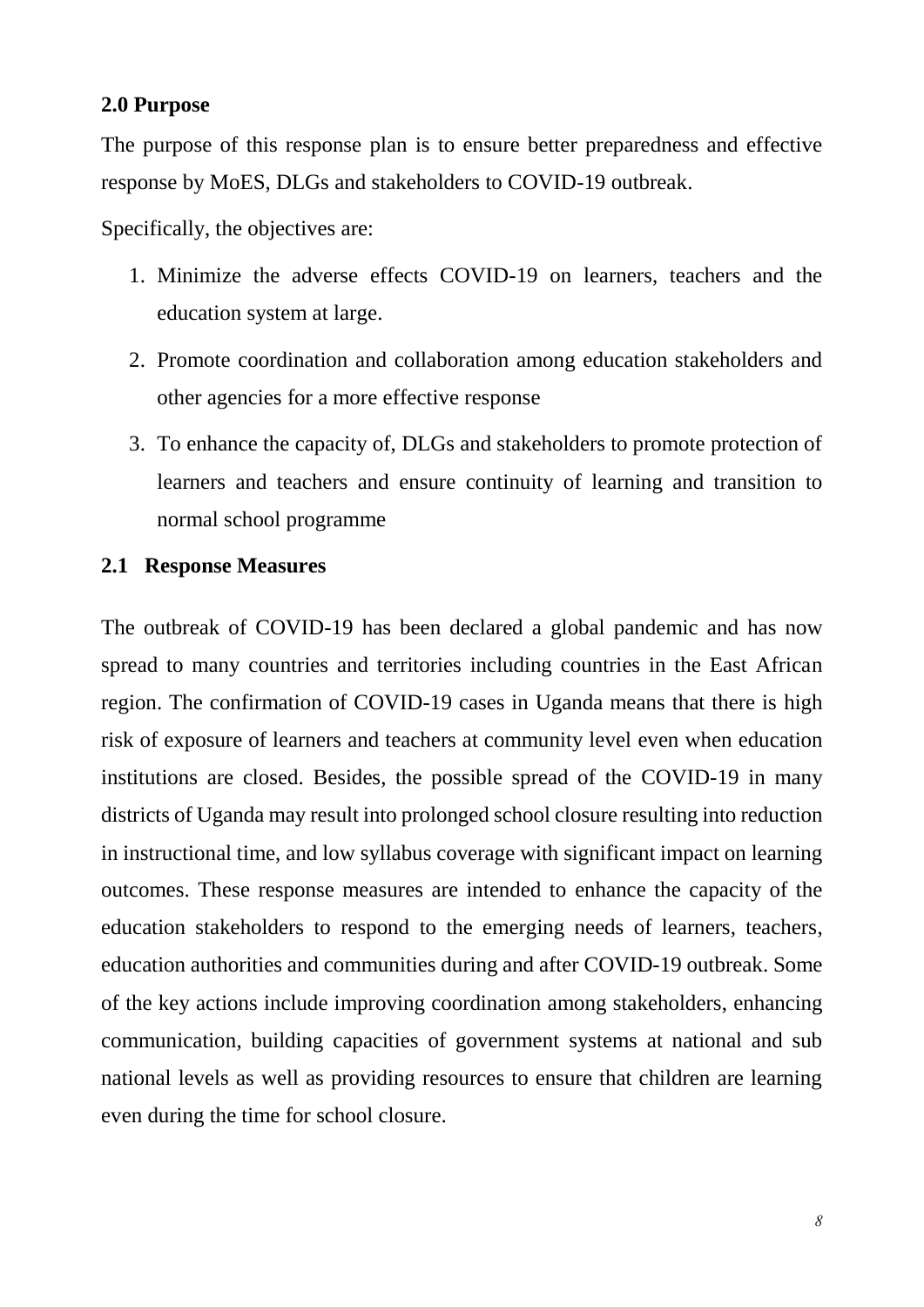## 2.0 Purpose

The purpose of this response plan is to ensure better preparedness and effective response by MoES, DLGs and stakeholders to COVID-19 outbreak.

Specifically, the objectives are:

1. Minimize the adverse effects COVID-19 on learners, teachers and the education system at large.
2. Promote coordination and collaboration among education stakeholders and other agencies for a more effective response
3. To enhance the capacity of, DLGs and stakeholders to promote protection of learners and teachers and ensure continuity of learning and transition to normal school programme

## 2.1 Response Measures

The outbreak of COVID-19 has been declared a global pandemic and has now spread to many countries and territories including countries in the East African region. The confirmation of COVID-19 cases in Uganda means that there is high risk of exposure of learners and teachers at community level even when education institutions are closed. Besides, the possible spread of the COVID-19 in many districts of Uganda may result into prolonged school closure resulting into reduction in instructional time, and low syllabus coverage with significant impact on learning outcomes. These response measures are intended to enhance the capacity of the education stakeholders to respond to the emerging needs of learners, teachers, education authorities and communities during and after COVID-19 outbreak. Some of the key actions include improving coordination among stakeholders, enhancing communication, building capacities of government systems at national and sub national levels as well as providing resources to ensure that children are learning even during the time for school closure.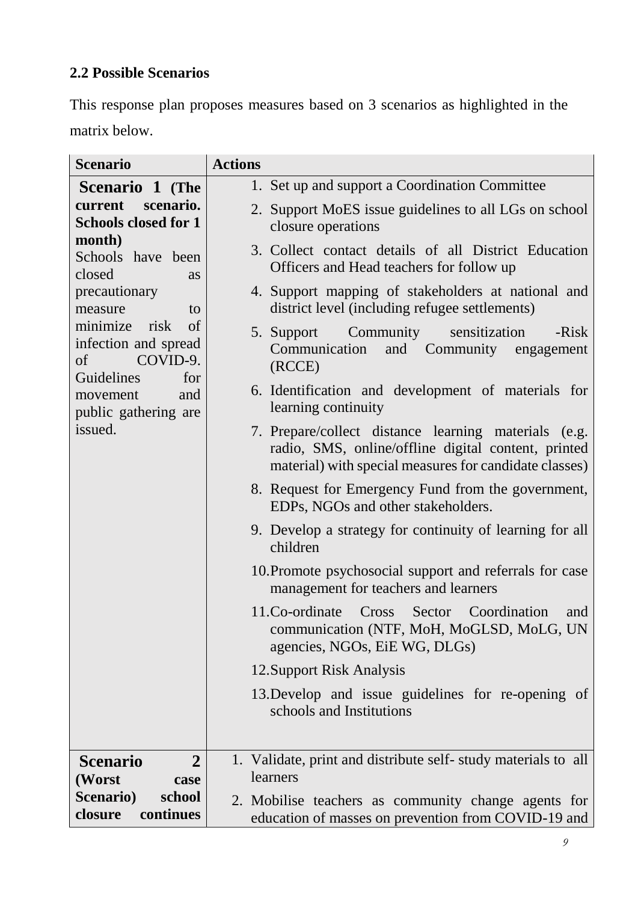## 2.2 Possible Scenarios

This response plan proposes measures based on 3 scenarios as highlighted in the matrix below.

| Scenario | Actions |
|---|---|
| **Scenario 1 (The current scenario. Schools closed for 1 month)** Schools have been closed as precautionary measure to minimize risk of infection and spread of COVID-9. Guidelines for movement and public gathering are issued. | 1. Set up and support a Coordination Committee<br>2. Support MoES issue guidelines to all LGs on school closure operations<br>3. Collect contact details of all District Education Officers and Head teachers for follow up<br>4. Support mapping of stakeholders at national and district level (including refugee settlements)<br>5. Support Community sensitization -Risk Communication and Community engagement (RCCE)<br>6. Identification and development of materials for learning continuity<br>7. Prepare/collect distance learning materials (e.g. radio, SMS, online/offline digital content, printed material) with special measures for candidate classes)<br>8. Request for Emergency Fund from the government, EDPs, NGOs and other stakeholders.<br>9. Develop a strategy for continuity of learning for all children<br>10. Promote psychosocial support and referrals for case management for teachers and learners<br>11. Co-ordinate Cross Sector Coordination and communication (NTF, MoH, MoGLSD, MoLG, UN agencies, NGOs, EiE WG, DLGs)<br>12. Support Risk Analysis<br>13. Develop and issue guidelines for re-opening of schools and Institutions |
| **Scenario 2 (Worst case Scenario) school closure continues** | 1. Validate, print and distribute self- study materials to all learners<br>2. Mobilise teachers as community change agents for education of masses on prevention from COVID-19 and |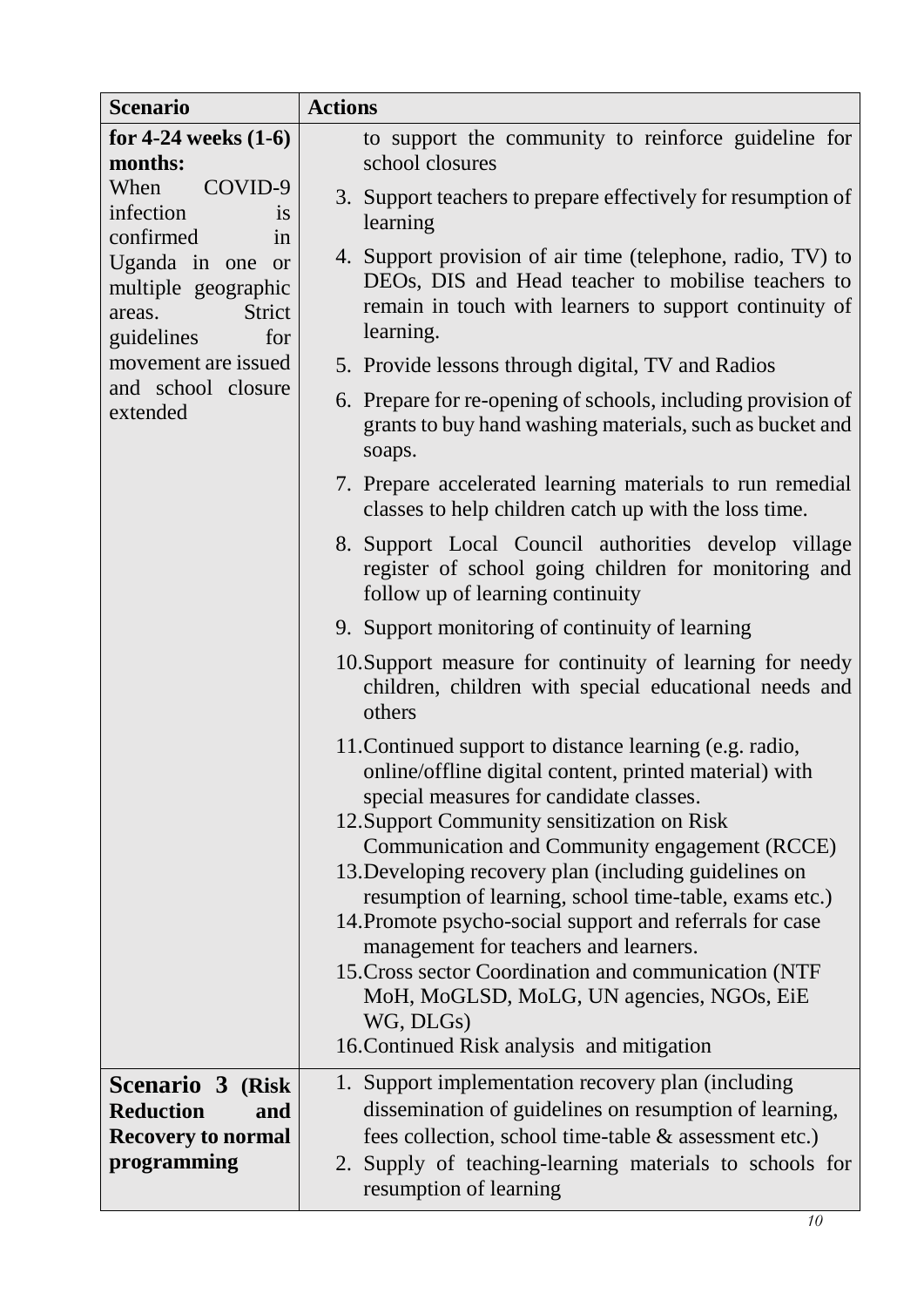| Scenario | Actions |
| --- | --- |
| **for 4-24 weeks (1-6) months:** When COVID-9 infection is confirmed in Uganda in one or multiple geographic areas. Strict guidelines for movement are issued and school closure extended | to support the community to reinforce guideline for school closures<br>3. Support teachers to prepare effectively for resumption of learning<br>4. Support provision of air time (telephone, radio, TV) to DEOs, DIS and Head teacher to mobilise teachers to remain in touch with learners to support continuity of learning.<br>5. Provide lessons through digital, TV and Radios<br>6. Prepare for re-opening of schools, including provision of grants to buy hand washing materials, such as bucket and soaps.<br>7. Prepare accelerated learning materials to run remedial classes to help children catch up with the loss time.<br>8. Support Local Council authorities develop village register of school going children for monitoring and follow up of learning continuity<br>9. Support monitoring of continuity of learning<br>10. Support measure for continuity of learning for needy children, children with special educational needs and others<br>11. Continued support to distance learning (e.g. radio, online/offline digital content, printed material) with special measures for candidate classes.<br>12. Support Community sensitization on Risk Communication and Community engagement (RCCE)<br>13. Developing recovery plan (including guidelines on resumption of learning, school time-table, exams etc.)<br>14. Promote psycho-social support and referrals for case management for teachers and learners.<br>15. Cross sector Coordination and communication (NTF MoH, MoGLSD, MoLG, UN agencies, NGOs, EiE WG, DLGs)<br>16. Continued Risk analysis and mitigation |
| **Scenario 3 (Risk Reduction and Recovery to normal programming** | 1. Support implementation recovery plan (including dissemination of guidelines on resumption of learning, fees collection, school time-table & assessment etc.)<br>2. Supply of teaching-learning materials to schools for resumption of learning |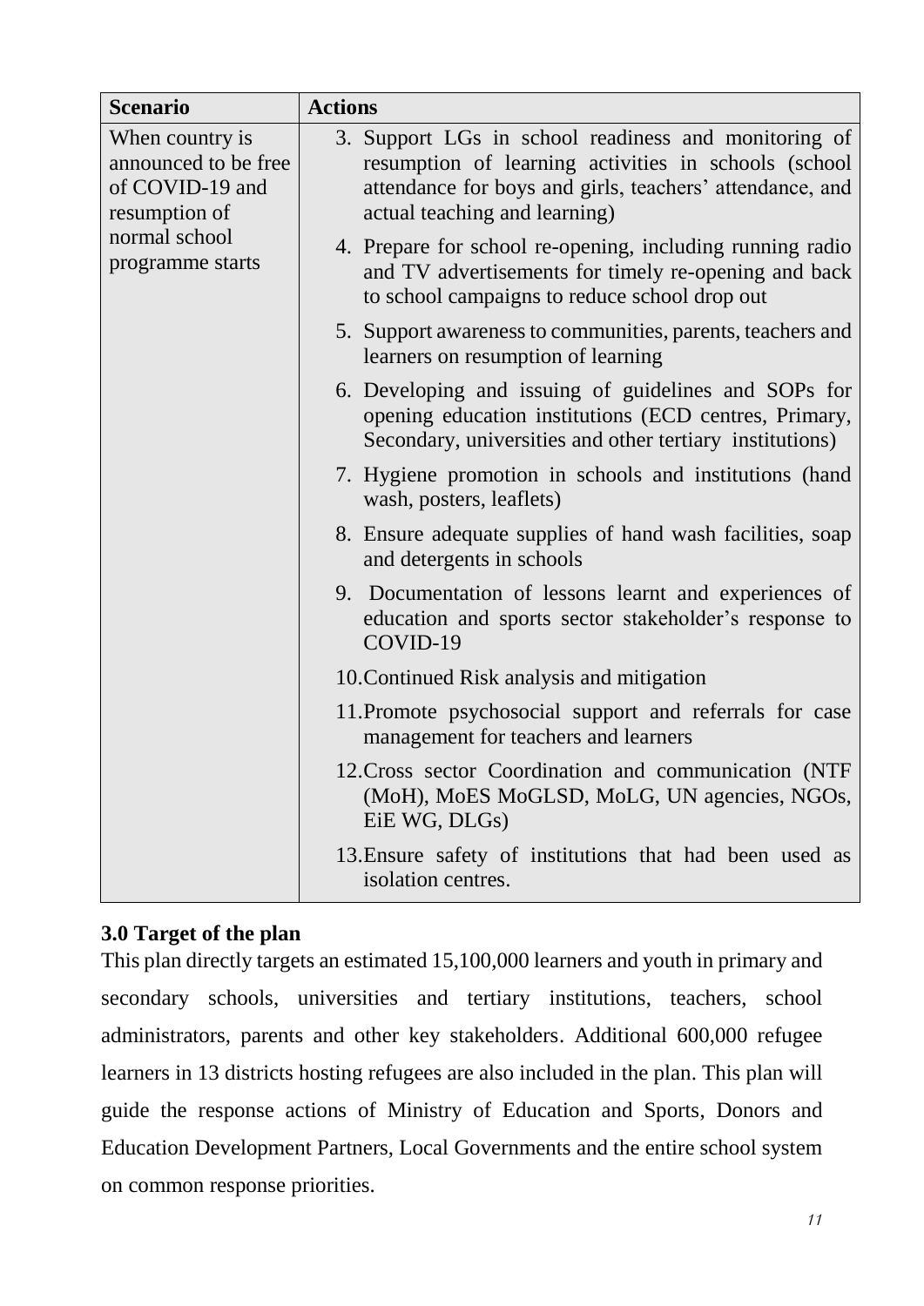| Scenario | Actions |
| --- | --- |
| When country is announced to be free of COVID-19 and resumption of normal school programme starts | 3. Support LGs in school readiness and monitoring of resumption of learning activities in schools (school attendance for boys and girls, teachers' attendance, and actual teaching and learning)<br>4. Prepare for school re-opening, including running radio and TV advertisements for timely re-opening and back to school campaigns to reduce school drop out<br>5. Support awareness to communities, parents, teachers and learners on resumption of learning<br>6. Developing and issuing of guidelines and SOPs for opening education institutions (ECD centres, Primary, Secondary, universities and other tertiary institutions)<br>7. Hygiene promotion in schools and institutions (hand wash, posters, leaflets)<br>8. Ensure adequate supplies of hand wash facilities, soap and detergents in schools<br>9. Documentation of lessons learnt and experiences of education and sports sector stakeholder's response to COVID-19<br>10. Continued Risk analysis and mitigation<br>11. Promote psychosocial support and referrals for case management for teachers and learners<br>12. Cross sector Coordination and communication (NTF (MoH), MoES MoGLSD, MoLG, UN agencies, NGOs, EiE WG, DLGs)<br>13. Ensure safety of institutions that had been used as isolation centres. |

### 3.0 Target of the plan

This plan directly targets an estimated 15,100,000 learners and youth in primary and secondary schools, universities and tertiary institutions, teachers, school administrators, parents and other key stakeholders. Additional 600,000 refugee learners in 13 districts hosting refugees are also included in the plan. This plan will guide the response actions of Ministry of Education and Sports, Donors and Education Development Partners, Local Governments and the entire school system on common response priorities.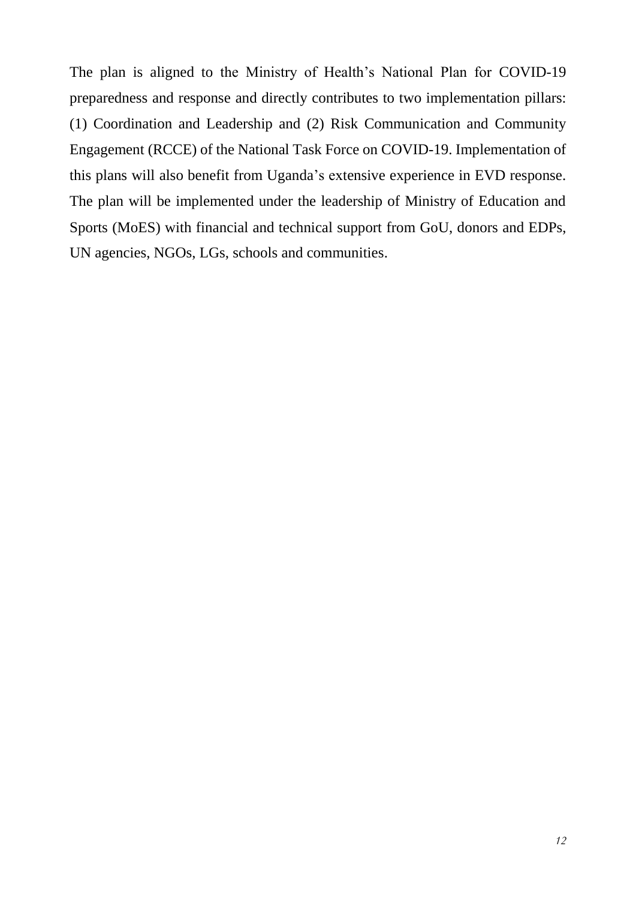The plan is aligned to the Ministry of Health's National Plan for COVID-19 preparedness and response and directly contributes to two implementation pillars: (1) Coordination and Leadership and (2) Risk Communication and Community Engagement (RCCE) of the National Task Force on COVID-19. Implementation of this plans will also benefit from Uganda's extensive experience in EVD response. The plan will be implemented under the leadership of Ministry of Education and Sports (MoES) with financial and technical support from GoU, donors and EDPs, UN agencies, NGOs, LGs, schools and communities.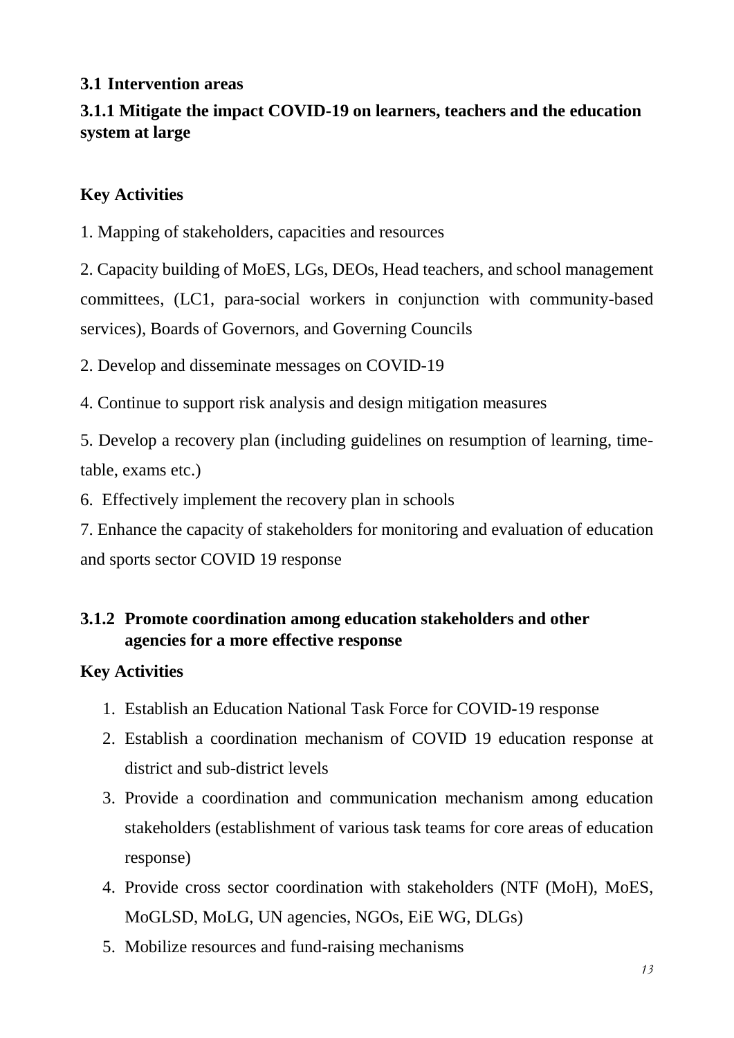## 3.1 Intervention areas

### 3.1.1 Mitigate the impact COVID-19 on learners, teachers and the education system at large

**Key Activities**

1. Mapping of stakeholders, capacities and resources

2. Capacity building of MoES, LGs, DEOs, Head teachers, and school management committees, (LC1, para-social workers in conjunction with community-based services), Boards of Governors, and Governing Councils

2. Develop and disseminate messages on COVID-19

4. Continue to support risk analysis and design mitigation measures

5. Develop a recovery plan (including guidelines on resumption of learning, time-table, exams etc.)

6. Effectively implement the recovery plan in schools

7. Enhance the capacity of stakeholders for monitoring and evaluation of education and sports sector COVID 19 response

### 3.1.2 Promote coordination among education stakeholders and other agencies for a more effective response

**Key Activities**

1. Establish an Education National Task Force for COVID-19 response
2. Establish a coordination mechanism of COVID 19 education response at district and sub-district levels
3. Provide a coordination and communication mechanism among education stakeholders (establishment of various task teams for core areas of education response)
4. Provide cross sector coordination with stakeholders (NTF (MoH), MoES, MoGLSD, MoLG, UN agencies, NGOs, EiE WG, DLGs)
5. Mobilize resources and fund-raising mechanisms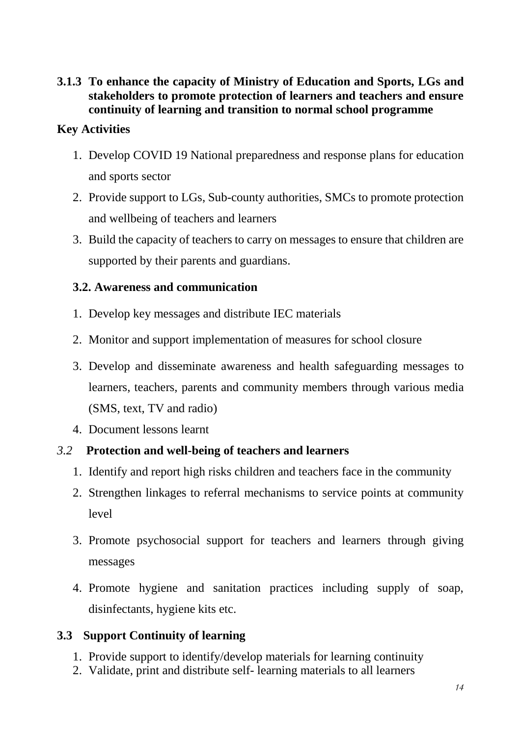### 3.1.3 To enhance the capacity of Ministry of Education and Sports, LGs and stakeholders to promote protection of learners and teachers and ensure continuity of learning and transition to normal school programme

**Key Activities**

1. Develop COVID 19 National preparedness and response plans for education and sports sector
2. Provide support to LGs, Sub-county authorities, SMCs to promote protection and wellbeing of teachers and learners
3. Build the capacity of teachers to carry on messages to ensure that children are supported by their parents and guardians.

### 3.2. Awareness and communication

1. Develop key messages and distribute IEC materials
2. Monitor and support implementation of measures for school closure
3. Develop and disseminate awareness and health safeguarding messages to learners, teachers, parents and community members through various media (SMS, text, TV and radio)
4. Document lessons learnt

### *3.2* Protection and well-being of teachers and learners

1. Identify and report high risks children and teachers face in the community
2. Strengthen linkages to referral mechanisms to service points at community level
3. Promote psychosocial support for teachers and learners through giving messages
4. Promote hygiene and sanitation practices including supply of soap, disinfectants, hygiene kits etc.

### 3.3 Support Continuity of learning

1. Provide support to identify/develop materials for learning continuity
2. Validate, print and distribute self- learning materials to all learners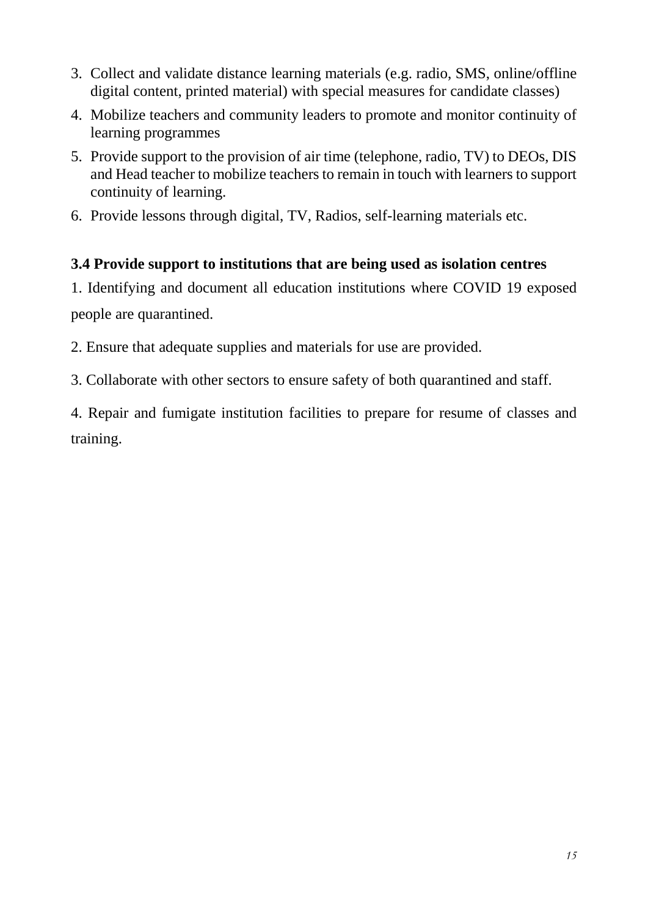3. Collect and validate distance learning materials (e.g. radio, SMS, online/offline digital content, printed material) with special measures for candidate classes)
4. Mobilize teachers and community leaders to promote and monitor continuity of learning programmes
5. Provide support to the provision of air time (telephone, radio, TV) to DEOs, DIS and Head teacher to mobilize teachers to remain in touch with learners to support continuity of learning.
6. Provide lessons through digital, TV, Radios, self-learning materials etc.

### 3.4 Provide support to institutions that are being used as isolation centres

1. Identifying and document all education institutions where COVID 19 exposed people are quarantined.

2. Ensure that adequate supplies and materials for use are provided.

3. Collaborate with other sectors to ensure safety of both quarantined and staff.

4. Repair and fumigate institution facilities to prepare for resume of classes and training.